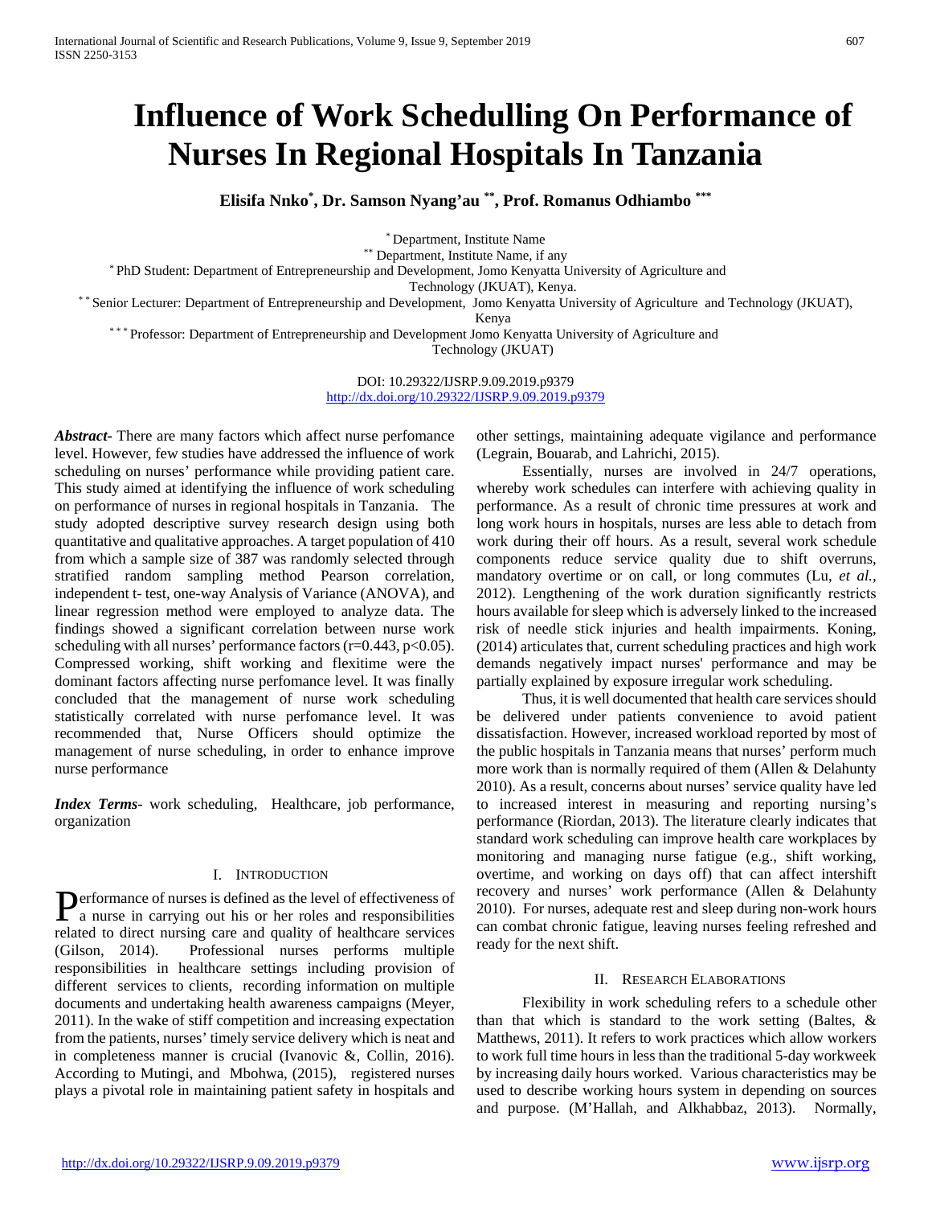# Influence of Work Schedulling On Performance of Nurses In Regional Hospitals In Tanzania

**Elisifa Nnko[*], Dr. Samson Nyang'au [**], Prof. Romanus Odhiambo [***]**

[*] Department, Institute Name
[**] Department, Institute Name, if any
[*] PhD Student: Department of Entrepreneurship and Development, Jomo Kenyatta University of Agriculture and Technology (JKUAT), Kenya.
[**] Senior Lecturer: Department of Entrepreneurship and Development, Jomo Kenyatta University of Agriculture and Technology (JKUAT), Kenya
[***] Professor: Department of Entrepreneurship and Development Jomo Kenyatta University of Agriculture and Technology (JKUAT)

DOI: 10.29322/IJSRP.9.09.2019.p9379
http://dx.doi.org/10.29322/IJSRP.9.09.2019.p9379

***Abstract***- There are many factors which affect nurse perfomance level. However, few studies have addressed the influence of work scheduling on nurses' performance while providing patient care. This study aimed at identifying the influence of work scheduling on performance of nurses in regional hospitals in Tanzania. The study adopted descriptive survey research design using both quantitative and qualitative approaches. A target population of 410 from which a sample size of 387 was randomly selected through stratified random sampling method Pearson correlation, independent t- test, one-way Analysis of Variance (ANOVA), and linear regression method were employed to analyze data. The findings showed a significant correlation between nurse work scheduling with all nurses' performance factors ($r=0.443$, $p<0.05$). Compressed working, shift working and flexitime were the dominant factors affecting nurse perfomance level. It was finally concluded that the management of nurse work scheduling statistically correlated with nurse perfomance level. It was recommended that, Nurse Officers should optimize the management of nurse scheduling, in order to enhance improve nurse performance

***Index Terms***- work scheduling, Healthcare, job performance, organization

## I. Introduction

Performance of nurses is defined as the level of effectiveness of a nurse in carrying out his or her roles and responsibilities related to direct nursing care and quality of healthcare services (Gilson, 2014). Professional nurses performs multiple responsibilities in healthcare settings including provision of different services to clients, recording information on multiple documents and undertaking health awareness campaigns (Meyer, 2011). In the wake of stiff competition and increasing expectation from the patients, nurses' timely service delivery which is neat and in completeness manner is crucial (Ivanovic &, Collin, 2016). According to Mutingi, and Mbohwa, (2015), registered nurses plays a pivotal role in maintaining patient safety in hospitals and other settings, maintaining adequate vigilance and performance (Legrain, Bouarab, and Lahrichi, 2015).

Essentially, nurses are involved in 24/7 operations, whereby work schedules can interfere with achieving quality in performance. As a result of chronic time pressures at work and long work hours in hospitals, nurses are less able to detach from work during their off hours. As a result, several work schedule components reduce service quality due to shift overruns, mandatory overtime or on call, or long commutes (Lu, *et al.,* 2012). Lengthening of the work duration significantly restricts hours available for sleep which is adversely linked to the increased risk of needle stick injuries and health impairments. Koning, (2014) articulates that, current scheduling practices and high work demands negatively impact nurses' performance and may be partially explained by exposure irregular work scheduling.

Thus, it is well documented that health care services should be delivered under patients convenience to avoid patient dissatisfaction. However, increased workload reported by most of the public hospitals in Tanzania means that nurses' perform much more work than is normally required of them (Allen & Delahunty 2010). As a result, concerns about nurses' service quality have led to increased interest in measuring and reporting nursing's performance (Riordan, 2013). The literature clearly indicates that standard work scheduling can improve health care workplaces by monitoring and managing nurse fatigue (e.g., shift working, overtime, and working on days off) that can affect intershift recovery and nurses' work performance (Allen & Delahunty 2010). For nurses, adequate rest and sleep during non-work hours can combat chronic fatigue, leaving nurses feeling refreshed and ready for the next shift.

## II. Research Elaborations

Flexibility in work scheduling refers to a schedule other than that which is standard to the work setting (Baltes, & Matthews, 2011). It refers to work practices which allow workers to work full time hours in less than the traditional 5-day workweek by increasing daily hours worked. Various characteristics may be used to describe working hours system in depending on sources and purpose. (M'Hallah, and Alkhabbaz, 2013). Normally,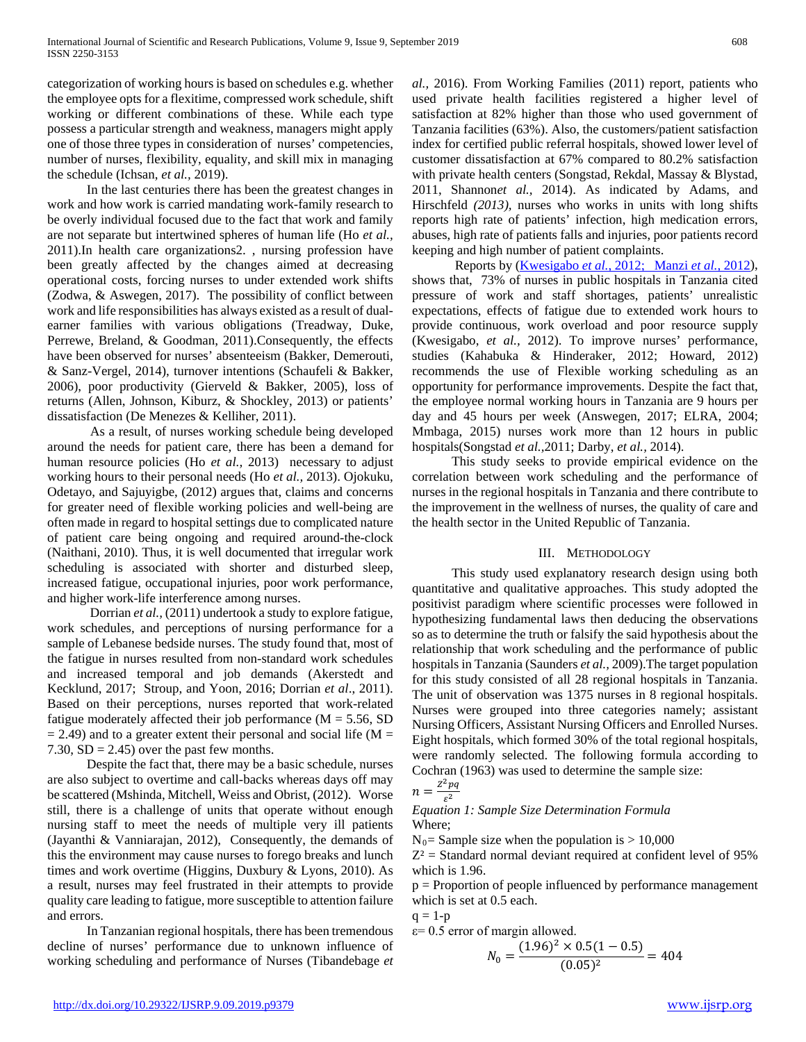categorization of working hours is based on schedules e.g. whether the employee opts for a flexitime, compressed work schedule, shift working or different combinations of these. While each type possess a particular strength and weakness, managers might apply one of those three types in consideration of nurses' competencies, number of nurses, flexibility, equality, and skill mix in managing the schedule (Ichsan, *et al.,* 2019).

In the last centuries there has been the greatest changes in work and how work is carried mandating work-family research to be overly individual focused due to the fact that work and family are not separate but intertwined spheres of human life (Ho *et al.,* 2011).In health care organizations2. , nursing profession have been greatly affected by the changes aimed at decreasing operational costs, forcing nurses to under extended work shifts (Zodwa, & Aswegen, 2017). The possibility of conflict between work and life responsibilities has always existed as a result of dual-earner families with various obligations (Treadway, Duke, Perrewe, Breland, & Goodman, 2011).Consequently, the effects have been observed for nurses' absenteeism (Bakker, Demerouti, & Sanz-Vergel, 2014), turnover intentions (Schaufeli & Bakker, 2006), poor productivity (Gierveld & Bakker, 2005), loss of returns (Allen, Johnson, Kiburz, & Shockley, 2013) or patients' dissatisfaction (De Menezes & Kelliher, 2011).

As a result, of nurses working schedule being developed around the needs for patient care, there has been a demand for human resource policies (Ho *et al.,* 2013) necessary to adjust working hours to their personal needs (Ho *et al.,* 2013). Ojokuku, Odetayo, and Sajuyigbe, (2012) argues that, claims and concerns for greater need of flexible working policies and well-being are often made in regard to hospital settings due to complicated nature of patient care being ongoing and required around-the-clock (Naithani, 2010). Thus, it is well documented that irregular work scheduling is associated with shorter and disturbed sleep, increased fatigue, occupational injuries, poor work performance, and higher work-life interference among nurses.

Dorrian *et al.,* (2011) undertook a study to explore fatigue, work schedules, and perceptions of nursing performance for a sample of Lebanese bedside nurses. The study found that, most of the fatigue in nurses resulted from non-standard work schedules and increased temporal and job demands (Akerstedt and Kecklund, 2017; Stroup, and Yoon, 2016; Dorrian *et al*., 2011). Based on their perceptions, nurses reported that work-related fatigue moderately affected their job performance ($M = 5.56$, $SD = 2.49$) and to a greater extent their personal and social life ($M = 7.30$, $SD = 2.45$) over the past few months.

Despite the fact that, there may be a basic schedule, nurses are also subject to overtime and call-backs whereas days off may be scattered (Mshinda, Mitchell, Weiss and Obrist, (2012). Worse still, there is a challenge of units that operate without enough nursing staff to meet the needs of multiple very ill patients (Jayanthi & Vanniarajan, 2012), Consequently, the demands of this the environment may cause nurses to forego breaks and lunch times and work overtime (Higgins, Duxbury & Lyons, 2010). As a result, nurses may feel frustrated in their attempts to provide quality care leading to fatigue, more susceptible to attention failure and errors.

In Tanzanian regional hospitals, there has been tremendous decline of nurses' performance due to unknown influence of working scheduling and performance of Nurses (Tibandebage *et al.,* 2016). From Working Families (2011) report, patients who used private health facilities registered a higher level of satisfaction at 82% higher than those who used government of Tanzania facilities (63%). Also, the customers/patient satisfaction index for certified public referral hospitals, showed lower level of customer dissatisfaction at 67% compared to 80.2% satisfaction with private health centers (Songstad, Rekdal, Massay & Blystad, 2011, Shannon*et al.,* 2014). As indicated by Adams, and Hirschfeld *(2013),* nurses who works in units with long shifts reports high rate of patients' infection, high medication errors, abuses, high rate of patients falls and injuries, poor patients record keeping and high number of patient complaints.

Reports by (Kwesigabo *et al.*, 2012; Manzi *et al.*, 2012), shows that, 73% of nurses in public hospitals in Tanzania cited pressure of work and staff shortages, patients' unrealistic expectations, effects of fatigue due to extended work hours to provide continuous, work overload and poor resource supply (Kwesigabo, *et al.,* 2012). To improve nurses' performance, studies (Kahabuka & Hinderaker, 2012; Howard, 2012) recommends the use of Flexible working scheduling as an opportunity for performance improvements. Despite the fact that, the employee normal working hours in Tanzania are 9 hours per day and 45 hours per week (Answegen, 2017; ELRA, 2004; Mmbaga, 2015) nurses work more than 12 hours in public hospitals(Songstad *et al.,*2011; Darby, *et al.,* 2014).

This study seeks to provide empirical evidence on the correlation between work scheduling and the performance of nurses in the regional hospitals in Tanzania and there contribute to the improvement in the wellness of nurses, the quality of care and the health sector in the United Republic of Tanzania.

## III. Methodology

This study used explanatory research design using both quantitative and qualitative approaches. This study adopted the positivist paradigm where scientific processes were followed in hypothesizing fundamental laws then deducing the observations so as to determine the truth or falsify the said hypothesis about the relationship that work scheduling and the performance of public hospitals in Tanzania (Saunders *et al.,* 2009).The target population for this study consisted of all 28 regional hospitals in Tanzania. The unit of observation was 1375 nurses in 8 regional hospitals. Nurses were grouped into three categories namely; assistant Nursing Officers, Assistant Nursing Officers and Enrolled Nurses. Eight hospitals, which formed 30% of the total regional hospitals, were randomly selected. The following formula according to Cochran (1963) was used to determine the sample size:

$$n = \frac{Z^2pq}{\varepsilon^2}$$

*Equation 1: Sample Size Determination Formula*

Where;

$N_0$= Sample size when the population is > 10,000

$Z^2$ = Standard normal deviant required at confident level of 95% which is 1.96.

p = Proportion of people influenced by performance management which is set at 0.5 each.

q = 1-p

ε= 0.5 error of margin allowed.

$$N_0 = \frac{(1.96)^2 \times 0.5(1-0.5)}{(0.05)^2} = 404$$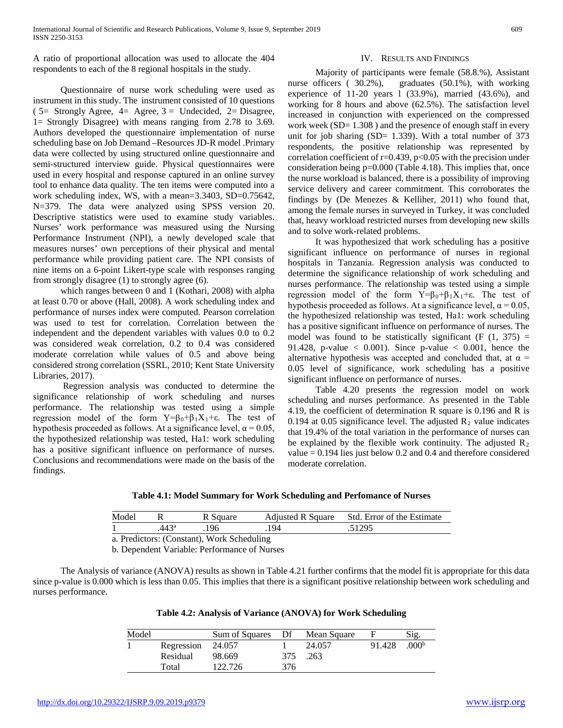A ratio of proportional allocation was used to allocate the 404 respondents to each of the 8 regional hospitals in the study.

Questionnaire of nurse work scheduling were used as instrument in this study. The instrument consisted of 10 questions ( 5= Strongly Agree, 4= Agree, 3 = Undecided, 2= Disagree, 1= Strongly Disagree) with means ranging from 2.78 to 3.69. Authors developed the questionnaire implementation of nurse scheduling base on Job Demand –Resources JD-R model .Primary data were collected by using structured online questionnaire and semi-structured interview guide. Physical questionnaires were used in every hospital and response captured in an online survey tool to enhance data quality. The ten items were computed into a work scheduling index, WS, with a mean=3.3403, SD=0.75642, N=379. The data were analyzed using SPSS version 20. Descriptive statistics were used to examine study variables. Nurses' work performance was measured using the Nursing Performance Instrument (NPI), a newly developed scale that measures nurses' own perceptions of their physical and mental performance while providing patient care. The NPI consists of nine items on a 6-point Likert-type scale with responses ranging from strongly disagree (1) to strongly agree (6).

which ranges between 0 and 1 (Kothari, 2008) with alpha at least 0.70 or above (Hall, 2008). A work scheduling index and performance of nurses index were computed. Pearson correlation was used to test for correlation. Correlation between the independent and the dependent variables with values 0.0 to 0.2 was considered weak correlation, 0.2 to 0.4 was considered moderate correlation while values of 0.5 and above being considered strong correlation (SSRL, 2010; Kent State University Libraries, 2017).

Regression analysis was conducted to determine the significance relationship of work scheduling and nurses performance. The relationship was tested using a simple regression model of the form $Y=\beta_0+\beta_1X_1+\varepsilon$. The test of hypothesis proceeded as follows. At a significance level, $\alpha = 0.05$, the hypothesized relationship was tested, Ha1: work scheduling has a positive significant influence on performance of nurses. Conclusions and recommendations were made on the basis of the findings.

## IV. Results and Findings

Majority of participants were female (58.8.%), Assistant nurse officers ( 30.2%), graduates (50.1%), with working experience of 11-20 years l (33.9%), married (43.6%), and working for 8 hours and above (62.5%). The satisfaction level increased in conjunction with experienced on the compressed work week (SD= 1.308 ) and the presence of enough staff in every unit for job sharing (SD= 1.339). With a total number of 373 respondents, the positive relationship was represented by correlation coefficient of $r=0.439$, $p<0.05$ with the precision under consideration being $p=0.000$ (Table 4.18). This implies that, once the nurse workload is balanced, there is a possibility of improving service delivery and career commitment. This corroborates the findings by (De Menezes & Kelliher, 2011) who found that, among the female nurses in surveyed in Turkey, it was concluded that, heavy workload restricted nurses from developing new skills and to solve work-related problems.

It was hypothesized that work scheduling has a positive significant influence on performance of nurses in regional hospitals in Tanzania. Regression analysis was conducted to determine the significance relationship of work scheduling and nurses performance. The relationship was tested using a simple regression model of the form $Y=\beta_0+\beta_1X_1+\varepsilon$. The test of hypothesis proceeded as follows. At a significance level, $\alpha = 0.05$, the hypothesized relationship was tested, Ha1: work scheduling has a positive significant influence on performance of nurses. The model was found to be statistically significant ($F (1, 375) = 91.428$, p-value $< 0.001$). Since p-value $< 0.001$, hence the alternative hypothesis was accepted and concluded that, at $\alpha = 0.05$ level of significance, work scheduling has a positive significant influence on performance of nurses.

Table 4.20 presents the regression model on work scheduling and nurses performance. As presented in the Table 4.19, the coefficient of determination R square is 0.196 and R is 0.194 at 0.05 significance level. The adjusted $R_2$ value indicates that 19.4% of the total variation in the performance of nurses can be explained by the flexible work continuity. The adjusted $R_2$ value = 0.194 lies just below 0.2 and 0.4 and therefore considered moderate correlation.

**Table 4.1: Model Summary for Work Scheduling and Perfomance of Nurses**

| Model | R | R Square | Adjusted R Square | Std. Error of the Estimate |
|---|---|---|---|---|
| 1 | .443[a] | .196 | .194 | .51295 |

a. Predictors: (Constant), Work Scheduling

b. Dependent Variable: Performance of Nurses

The Analysis of variance (ANOVA) results as shown in Table 4.21 further confirms that the model fit is appropriate for this data since p-value is 0.000 which is less than 0.05. This implies that there is a significant positive relationship between work scheduling and nurses performance.

**Table 4.2: Analysis of Variance (ANOVA) for Work Scheduling**

| Model | | Sum of Squares | Df | Mean Square | F | Sig. |
|---|---|---|---|---|---|---|
| 1 | Regression | 24.057 | 1 | 24.057 | 91.428 | .000[b] |
| | Residual | 98.669 | 375 | .263 | | |
| | Total | 122.726 | 376 | | | |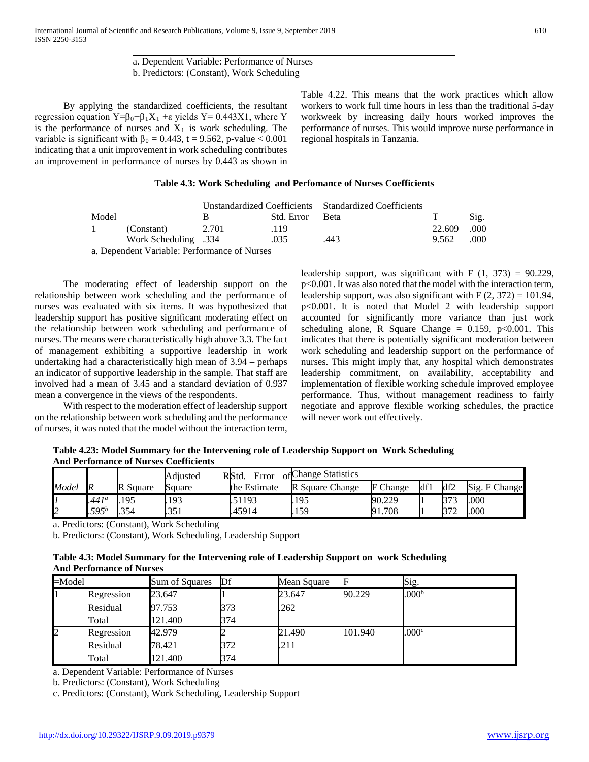a. Dependent Variable: Performance of Nurses
b. Predictors: (Constant), Work Scheduling

By applying the standardized coefficients, the resultant regression equation $Y=\beta_0+\beta_1X_1+\varepsilon$ yields $Y= 0.443X1$, where Y is the performance of nurses and $X_1$ is work scheduling. The variable is significant with $\beta_0 = 0.443$, $t = 9.562$, p-value $< 0.001$ indicating that a unit improvement in work scheduling contributes an improvement in performance of nurses by 0.443 as shown in Table 4.22. This means that the work practices which allow workers to work full time hours in less than the traditional 5-day workweek by increasing daily hours worked improves the performance of nurses. This would improve nurse performance in regional hospitals in Tanzania.

**Table 4.3: Work Scheduling and Perfomance of Nurses Coefficients**

| Model | | Unstandardized Coefficients B | Std. Error | Standardized Coefficients Beta | T | Sig. |
|---|---|---|---|---|---|---|
| 1 | (Constant) | 2.701 | .119 | | 22.609 | .000 |
| | Work Scheduling | .334 | .035 | .443 | 9.562 | .000 |

a. Dependent Variable: Performance of Nurses

The moderating effect of leadership support on the relationship between work scheduling and the performance of nurses was evaluated with six items. It was hypothesized that leadership support has positive significant moderating effect on the relationship between work scheduling and performance of nurses. The means were characteristically high above 3.3. The fact of management exhibiting a supportive leadership in work undertaking had a characteristically high mean of 3.94 – perhaps an indicator of supportive leadership in the sample. That staff are involved had a mean of 3.45 and a standard deviation of 0.937 mean a convergence in the views of the respondents.

With respect to the moderation effect of leadership support on the relationship between work scheduling and the performance of nurses, it was noted that the model without the interaction term, leadership support, was significant with $F(1, 373) = 90.229$, $p<0.001$. It was also noted that the model with the interaction term, leadership support, was also significant with $F(2, 372) = 101.94$, $p<0.001$. It is noted that Model 2 with leadership support accounted for significantly more variance than just work scheduling alone, R Square Change = 0.159, $p<0.001$. This indicates that there is potentially significant moderation between work scheduling and leadership support on the performance of nurses. This might imply that, any hospital which demonstrates leadership commitment, on availability, acceptability and implementation of flexible working schedule improved employee performance. Thus, without management readiness to fairly negotiate and approve flexible working schedules, the practice will never work out effectively.

**Table 4.23: Model Summary for the Intervening role of Leadership Support on Work Scheduling And Perfomance of Nurses Coefficients**

| *Model* | *R* | R Square | Adjusted R Square | Std. Error of the Estimate | Change Statistics R Square Change | F Change | df1 | df2 | Sig. F Change |
|---|---|---|---|---|---|---|---|---|---|
| *1* | *.441[a]* | .195 | .193 | .51193 | .195 | 90.229 | 1 | 373 | .000 |
| *2* | *.595[b]* | .354 | .351 | .45914 | .159 | 91.708 | 1 | 372 | .000 |

a. Predictors: (Constant), Work Scheduling
b. Predictors: (Constant), Work Scheduling, Leadership Support

**Table 4.3: Model Summary for the Intervening role of Leadership Support on work Scheduling And Perfomance of Nurses**

| =Model | | Sum of Squares | Df | Mean Square | F | Sig. |
|---|---|---|---|---|---|---|
| 1 | Regression | 23.647 | 1 | 23.647 | 90.229 | .000[b] |
| | Residual | 97.753 | 373 | .262 | | |
| | Total | 121.400 | 374 | | | |
| 2 | Regression | 42.979 | 2 | 21.490 | 101.940 | .000[c] |
| | Residual | 78.421 | 372 | .211 | | |
| | Total | 121.400 | 374 | | | |

a. Dependent Variable: Performance of Nurses
b. Predictors: (Constant), Work Scheduling
c. Predictors: (Constant), Work Scheduling, Leadership Support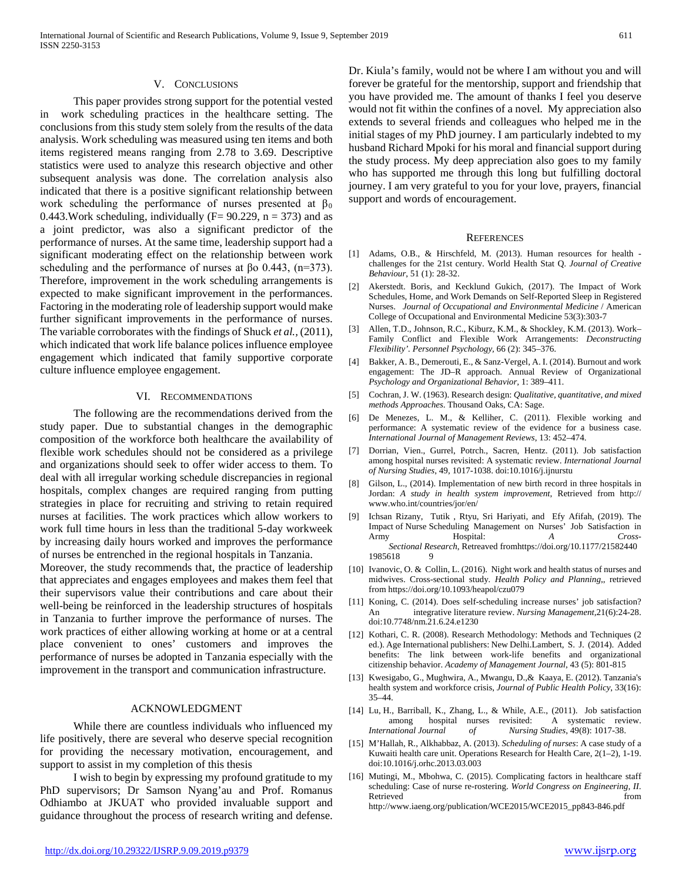## V. Conclusions

This paper provides strong support for the potential vested in work scheduling practices in the healthcare setting. The conclusions from this study stem solely from the results of the data analysis. Work scheduling was measured using ten items and both items registered means ranging from 2.78 to 3.69. Descriptive statistics were used to analyze this research objective and other subsequent analysis was done. The correlation analysis also indicated that there is a positive significant relationship between work scheduling the performance of nurses presented at $\beta_0$ 0.443.Work scheduling, individually ($F = 90.229$, $n = 373$) and as a joint predictor, was also a significant predictor of the performance of nurses. At the same time, leadership support had a significant moderating effect on the relationship between work scheduling and the performance of nurses at βo 0.443, (n=373). Therefore, improvement in the work scheduling arrangements is expected to make significant improvement in the performances. Factoring in the moderating role of leadership support would make further significant improvements in the performance of nurses. The variable corroborates with the findings of Shuck *et al.,* (2011), which indicated that work life balance polices influence employee engagement which indicated that family supportive corporate culture influence employee engagement.

## VI. Recommendations

The following are the recommendations derived from the study paper. Due to substantial changes in the demographic composition of the workforce both healthcare the availability of flexible work schedules should not be considered as a privilege and organizations should seek to offer wider access to them. To deal with all irregular working schedule discrepancies in regional hospitals, complex changes are required ranging from putting strategies in place for recruiting and striving to retain required nurses at facilities. The work practices which allow workers to work full time hours in less than the traditional 5-day workweek by increasing daily hours worked and improves the performance of nurses be entrenched in the regional hospitals in Tanzania.

Moreover, the study recommends that, the practice of leadership that appreciates and engages employees and makes them feel that their supervisors value their contributions and care about their well-being be reinforced in the leadership structures of hospitals in Tanzania to further improve the performance of nurses. The work practices of either allowing working at home or at a central place convenient to ones' customers and improves the performance of nurses be adopted in Tanzania especially with the improvement in the transport and communication infrastructure.

## Acknowledgment

While there are countless individuals who influenced my life positively, there are several who deserve special recognition for providing the necessary motivation, encouragement, and support to assist in my completion of this thesis

I wish to begin by expressing my profound gratitude to my PhD supervisors; Dr Samson Nyang'au and Prof. Romanus Odhiambo at JKUAT who provided invaluable support and guidance throughout the process of research writing and defense. Dr. Kiula's family, would not be where I am without you and will forever be grateful for the mentorship, support and friendship that you have provided me. The amount of thanks I feel you deserve would not fit within the confines of a novel. My appreciation also extends to several friends and colleagues who helped me in the initial stages of my PhD journey. I am particularly indebted to my husband Richard Mpoki for his moral and financial support during the study process. My deep appreciation also goes to my family who has supported me through this long but fulfilling doctoral journey. I am very grateful to you for your love, prayers, financial support and words of encouragement.

## References

[1] Adams, O.B., & Hirschfeld, M. (2013). Human resources for health - challenges for the 21st century. World Health Stat Q. *Journal of Creative Behaviour*, 51 (1): 28-32.

[2] Akerstedt. Boris, and Kecklund Gukich, (2017). The Impact of Work Schedules, Home, and Work Demands on Self-Reported Sleep in Registered Nurses. *Journal of Occupational and Environmental Medicine* / American College of Occupational and Environmental Medicine 53(3):303-7

[3] Allen, T.D., Johnson, R.C., Kiburz, K.M., & Shockley, K.M. (2013). Work–Family Conflict and Flexible Work Arrangements: *Deconstructing Flexibility'. Personnel Psychology*, 66 (2): 345–376.

[4] Bakker, A. B., Demerouti, E., & Sanz-Vergel, A. I. (2014). Burnout and work engagement: The JD–R approach. Annual Review of Organizational *Psychology and Organizational Behavior*, 1: 389–411.

[5] Cochran, J. W. (1963). Research design: *Qualitative, quantitative, and mixed methods Approaches*. Thousand Oaks, CA: Sage.

[6] De Menezes, L. M., & Kelliher, C. (2011). Flexible working and performance: A systematic review of the evidence for a business case. *International Journal of Management Reviews*, 13: 452–474.

[7] Dorrian, Vien., Gurrel, Potrch., Sacren, Hentz. (2011). Job satisfaction among hospital nurses revisited: A systematic review. *International Journal of Nursing Studies*, 49, 1017-1038. doi:10.1016/j.ijnurstu

[8] Gilson, L., (2014). Implementation of new birth record in three hospitals in Jordan: *A study in health system improvement*, Retrieved from http:// www.who.int/countries/jor/en/

[9] Ichsan Rizany, Tutik , Rtyu, Sri Hariyati, and Efy Afifah, (2019). The Impact of Nurse Scheduling Management on Nurses' Job Satisfaction in Army Hospital: *A Cross-Sectional Research*, Retreaved fromhttps://doi.org/10.1177/21582440 1985618 9

[10] Ivanovic, O. & Collin, L. (2016). Night work and health status of nurses and midwives. Cross-sectional study. *Health Policy and Planning*,, retrieved from https://doi.org/10.1093/heapol/czu079

[11] Koning, C. (2014). Does self-scheduling increase nurses' job satisfaction? An integrative literature review. *Nursing Management*,21(6):24-28. doi:10.7748/nm.21.6.24.e1230

[12] Kothari, C. R. (2008). Research Methodology: Methods and Techniques (2 ed.). Age International publishers: New Delhi.Lambert, S. J. (2014). Added benefits: The link between work-life benefits and organizational citizenship behavior. *Academy of Management Journal*, 43 (5): 801-815

[13] Kwesigabo, G., Mughwira, A., Mwangu, D.,& Kaaya, E. (2012). Tanzania's health system and workforce crisis, *Journal of Public Health Policy*, 33(16): 35–44.

[14] Lu, H., Barriball, K., Zhang, L., & While, A.E., (2011). Job satisfaction among hospital nurses revisited: A systematic review. *International Journal of Nursing Studies*, 49(8): 1017-38.

[15] M'Hallah, R., Alkhabbaz, A. (2013). *Scheduling of nurses*: A case study of a Kuwaiti health care unit. Operations Research for Health Care, 2(1–2), 1-19. doi:10.1016/j.orhc.2013.03.003

[16] Mutingi, M., Mbohwa, C. (2015). Complicating factors in healthcare staff scheduling: Case of nurse re-rostering. *World Congress on Engineering, II*. Retrieved from http://www.iaeng.org/publication/WCE2015/WCE2015_pp843-846.pdf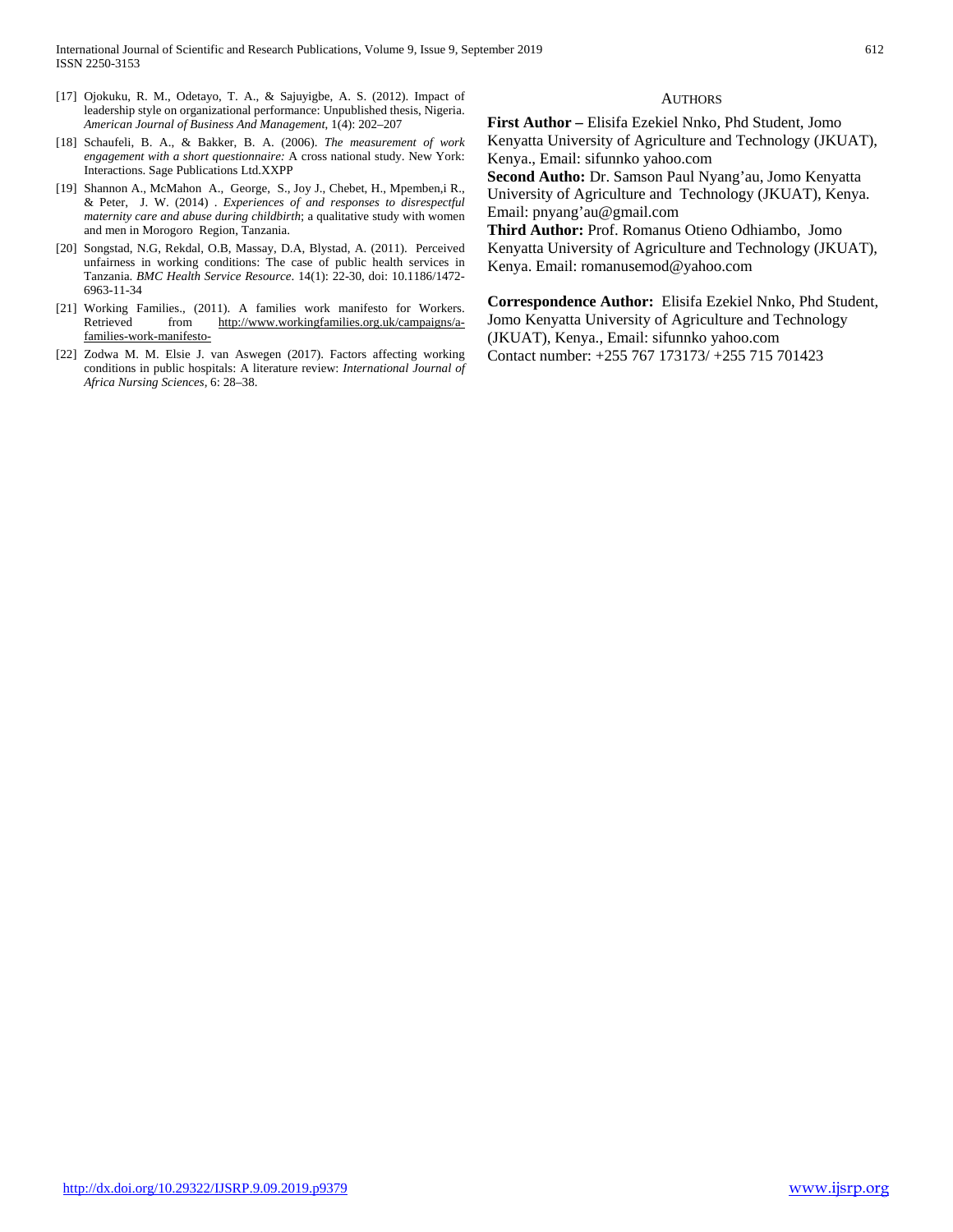[17] Ojokuku, R. M., Odetayo, T. A., & Sajuyigbe, A. S. (2012). Impact of leadership style on organizational performance: Unpublished thesis, Nigeria. *American Journal of Business And Management*, 1(4): 202–207

[18] Schaufeli, B. A., & Bakker, B. A. (2006). *The measurement of work engagement with a short questionnaire:* A cross national study. New York: Interactions. Sage Publications Ltd.XXPP

[19] Shannon A., McMahon A., George, S., Joy J., Chebet, H., Mpemben,i R., & Peter, J. W. (2014) . *Experiences of and responses to disrespectful maternity care and abuse during childbirth*; a qualitative study with women and men in Morogoro Region, Tanzania.

[20] Songstad, N.G, Rekdal, O.B, Massay, D.A, Blystad, A. (2011). Perceived unfairness in working conditions: The case of public health services in Tanzania. *BMC Health Service Resource*. 14(1): 22-30, doi: 10.1186/1472-6963-11-34

[21] Working Families., (2011). A families work manifesto for Workers. Retrieved from http://www.workingfamilies.org.uk/campaigns/a-families-work-manifesto-

[22] Zodwa M. M. Elsie J. van Aswegen (2017). Factors affecting working conditions in public hospitals: A literature review: *International Journal of Africa Nursing Sciences*, 6: 28–38.

## AUTHORS

**First Author –** Elisifa Ezekiel Nnko, Phd Student, Jomo Kenyatta University of Agriculture and Technology (JKUAT), Kenya., Email: sifunnko yahoo.com

**Second Autho:** Dr. Samson Paul Nyang'au, Jomo Kenyatta University of Agriculture and Technology (JKUAT), Kenya. Email: pnyang'au@gmail.com

**Third Author:** Prof. Romanus Otieno Odhiambo, Jomo Kenyatta University of Agriculture and Technology (JKUAT), Kenya. Email: romanusemod@yahoo.com

**Correspondence Author:** Elisifa Ezekiel Nnko, Phd Student, Jomo Kenyatta University of Agriculture and Technology (JKUAT), Kenya., Email: sifunnko yahoo.com
Contact number: +255 767 173173/ +255 715 701423